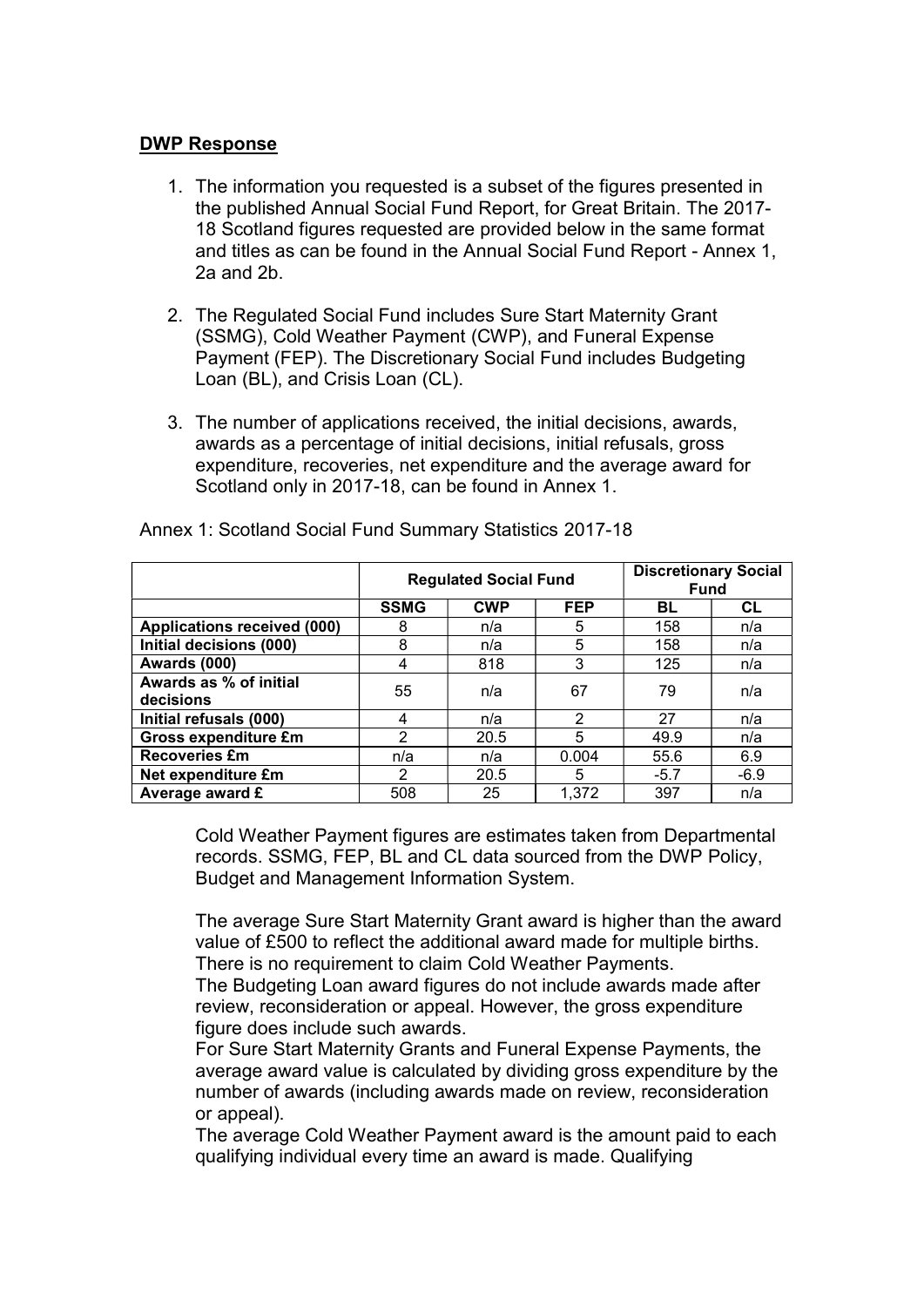## **DWP Response**

1. The information you requested is a subset of the figures presented in the published Annual Social Fund Report, for Great Britain. The 2017-18 Scotland figures requested are provided below in the same format and titles as can be found in the Annual Social Fund Report - Annex 1, 2a and 2b.

2. The Regulated Social Fund includes Sure Start Maternity Grant (SSMG), Cold Weather Payment (CWP), and Funeral Expense Payment (FEP). The Discretionary Social Fund includes Budgeting Loan (BL), and Crisis Loan (CL).

3. The number of applications received, the initial decisions, awards, awards as a percentage of initial decisions, initial refusals, gross expenditure, recoveries, net expenditure and the average award for Scotland only in 2017-18, can be found in Annex 1.

Annex 1: Scotland Social Fund Summary Statistics 2017-18

| | **Regulated Social Fund** | | | **Discretionary Social Fund** | |
|---|---|---|---|---|---|
| | **SSMG** | **CWP** | **FEP** | **BL** | **CL** |
| **Applications received (000)** | 8 | n/a | 5 | 158 | n/a |
| **Initial decisions (000)** | 8 | n/a | 5 | 158 | n/a |
| **Awards (000)** | 4 | 818 | 3 | 125 | n/a |
| **Awards as % of initial decisions** | 55 | n/a | 67 | 79 | n/a |
| **Initial refusals (000)** | 4 | n/a | 2 | 27 | n/a |
| **Gross expenditure £m** | 2 | 20.5 | 5 | 49.9 | n/a |
| **Recoveries £m** | n/a | n/a | 0.004 | 55.6 | 6.9 |
| **Net expenditure £m** | 2 | 20.5 | 5 | -5.7 | -6.9 |
| **Average award £** | 508 | 25 | 1,372 | 397 | n/a |

Cold Weather Payment figures are estimates taken from Departmental records. SSMG, FEP, BL and CL data sourced from the DWP Policy, Budget and Management Information System.

The average Sure Start Maternity Grant award is higher than the award value of £500 to reflect the additional award made for multiple births. There is no requirement to claim Cold Weather Payments.
The Budgeting Loan award figures do not include awards made after review, reconsideration or appeal. However, the gross expenditure figure does include such awards.
For Sure Start Maternity Grants and Funeral Expense Payments, the average award value is calculated by dividing gross expenditure by the number of awards (including awards made on review, reconsideration or appeal).
The average Cold Weather Payment award is the amount paid to each qualifying individual every time an award is made. Qualifying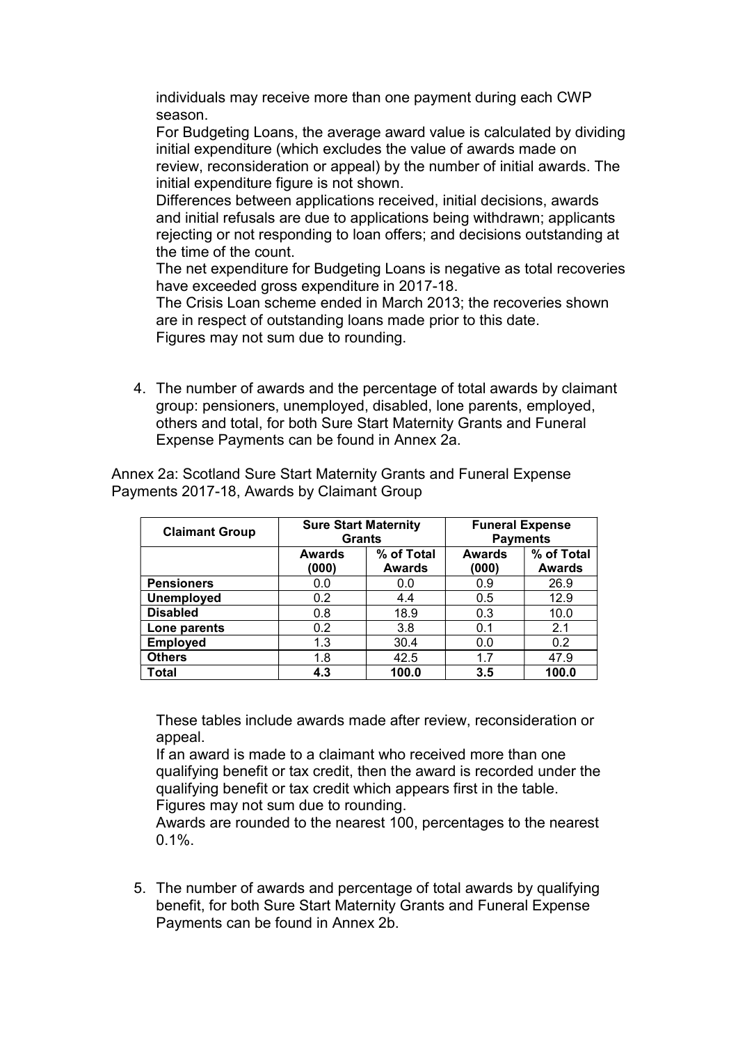individuals may receive more than one payment during each CWP season.

For Budgeting Loans, the average award value is calculated by dividing initial expenditure (which excludes the value of awards made on review, reconsideration or appeal) by the number of initial awards. The initial expenditure figure is not shown.

Differences between applications received, initial decisions, awards and initial refusals are due to applications being withdrawn; applicants rejecting or not responding to loan offers; and decisions outstanding at the time of the count.

The net expenditure for Budgeting Loans is negative as total recoveries have exceeded gross expenditure in 2017-18.

The Crisis Loan scheme ended in March 2013; the recoveries shown are in respect of outstanding loans made prior to this date.

Figures may not sum due to rounding.

4. The number of awards and the percentage of total awards by claimant group: pensioners, unemployed, disabled, lone parents, employed, others and total, for both Sure Start Maternity Grants and Funeral Expense Payments can be found in Annex 2a.

Annex 2a: Scotland Sure Start Maternity Grants and Funeral Expense Payments 2017-18, Awards by Claimant Group

| **Claimant Group** | **Sure Start Maternity Grants** | | **Funeral Expense Payments** | |
|---|---|---|---|---|
| | **Awards (000)** | **% of Total Awards** | **Awards (000)** | **% of Total Awards** |
| **Pensioners** | 0.0 | 0.0 | 0.9 | 26.9 |
| **Unemployed** | 0.2 | 4.4 | 0.5 | 12.9 |
| **Disabled** | 0.8 | 18.9 | 0.3 | 10.0 |
| **Lone parents** | 0.2 | 3.8 | 0.1 | 2.1 |
| **Employed** | 1.3 | 30.4 | 0.0 | 0.2 |
| **Others** | 1.8 | 42.5 | 1.7 | 47.9 |
| **Total** | **4.3** | **100.0** | **3.5** | **100.0** |

These tables include awards made after review, reconsideration or appeal.

If an award is made to a claimant who received more than one qualifying benefit or tax credit, then the award is recorded under the qualifying benefit or tax credit which appears first in the table.

Figures may not sum due to rounding.

Awards are rounded to the nearest 100, percentages to the nearest 0.1%.

5. The number of awards and percentage of total awards by qualifying benefit, for both Sure Start Maternity Grants and Funeral Expense Payments can be found in Annex 2b.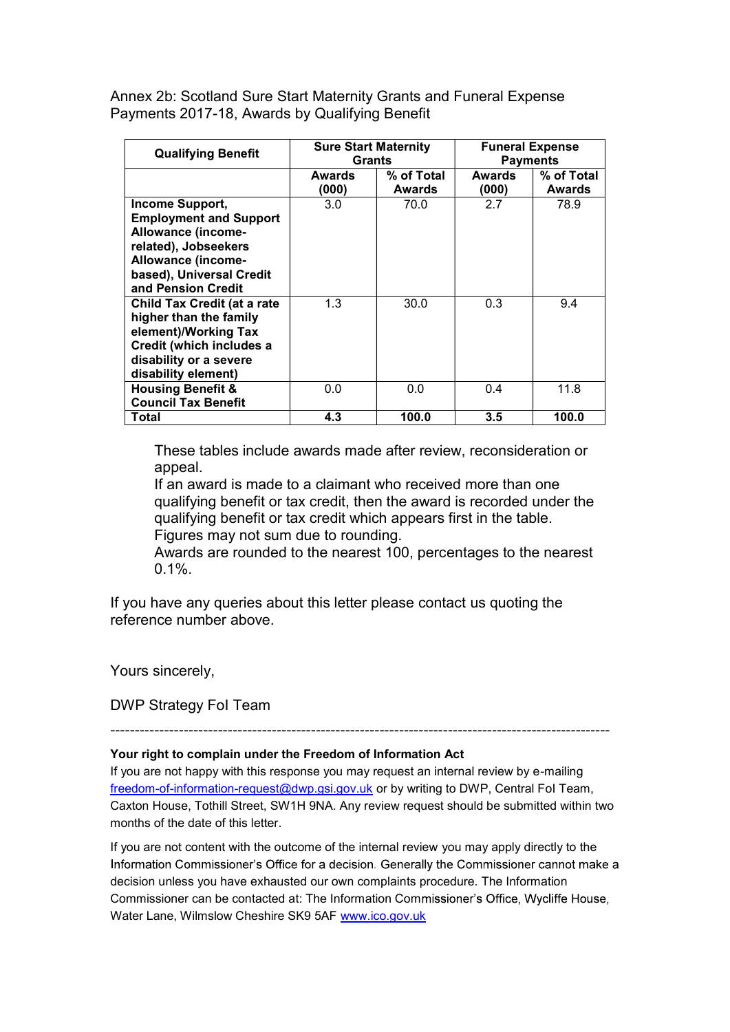Annex 2b: Scotland Sure Start Maternity Grants and Funeral Expense Payments 2017-18, Awards by Qualifying Benefit

| Qualifying Benefit | Sure Start Maternity Grants | | Funeral Expense Payments | |
|---|---|---|---|---|
| | Awards (000) | % of Total Awards | Awards (000) | % of Total Awards |
| **Income Support, Employment and Support Allowance (income-related), Jobseekers Allowance (income-based), Universal Credit and Pension Credit** | 3.0 | 70.0 | 2.7 | 78.9 |
| **Child Tax Credit (at a rate higher than the family element)/Working Tax Credit (which includes a disability or a severe disability element)** | 1.3 | 30.0 | 0.3 | 9.4 |
| **Housing Benefit & Council Tax Benefit** | 0.0 | 0.0 | 0.4 | 11.8 |
| **Total** | **4.3** | **100.0** | **3.5** | **100.0** |

These tables include awards made after review, reconsideration or appeal.
If an award is made to a claimant who received more than one qualifying benefit or tax credit, then the award is recorded under the qualifying benefit or tax credit which appears first in the table.
Figures may not sum due to rounding.
Awards are rounded to the nearest 100, percentages to the nearest 0.1%.

If you have any queries about this letter please contact us quoting the reference number above.

Yours sincerely,

DWP Strategy FoI Team

---

**Your right to complain under the Freedom of Information Act**

If you are not happy with this response you may request an internal review by e-mailing freedom-of-information-request@dwp.gsi.gov.uk or by writing to DWP, Central FoI Team, Caxton House, Tothill Street, SW1H 9NA. Any review request should be submitted within two months of the date of this letter.

If you are not content with the outcome of the internal review you may apply directly to the Information Commissioner's Office for a decision. Generally the Commissioner cannot make a decision unless you have exhausted our own complaints procedure. The Information Commissioner can be contacted at: The Information Commissioner's Office, Wycliffe House, Water Lane, Wilmslow Cheshire SK9 5AF www.ico.gov.uk